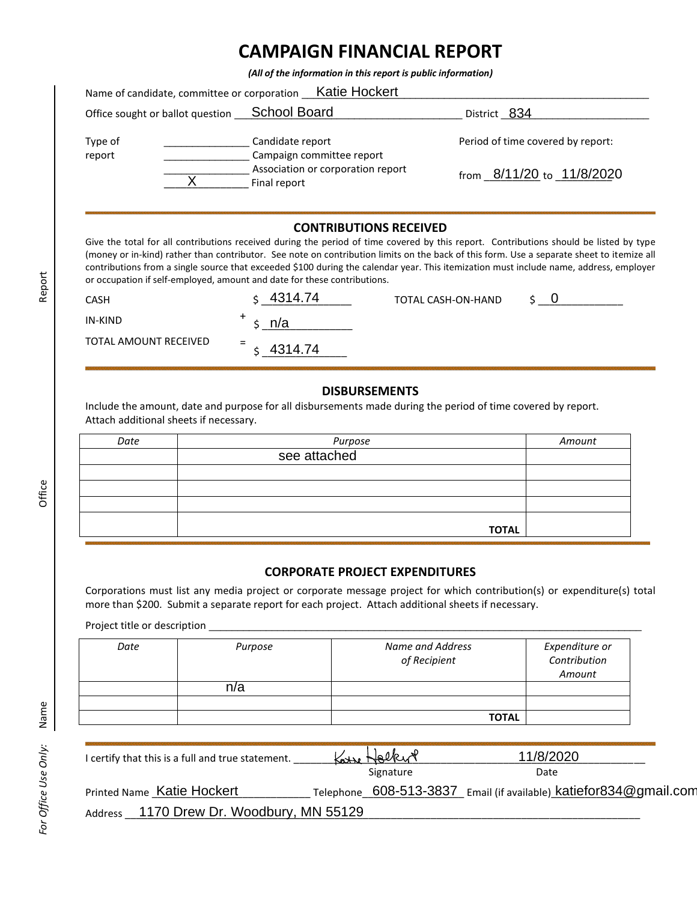# CAMPAIGN FINANCIAL REPORT

*(All of the information in this report is public information)*

Name of candidate, committee or corporation: Katie Hockert

Office sought or ballot question: School Board — District: 834

Type of report:
- ______ Candidate report
- ______ Campaign committee report
- ______ Association or corporation report
- X Final report

Period of time covered by report: from 8/11/20 to 11/8/2020

## CONTRIBUTIONS RECEIVED

Give the total for all contributions received during the period of time covered by this report. Contributions should be listed by type (money or in-kind) rather than contributor. See note on contribution limits on the back of this form. Use a separate sheet to itemize all contributions from a single source that exceeded $100 during the calendar year. This itemization must include name, address, employer or occupation if self-employed, amount and date for these contributions.

CASH $ 4314.74

+ IN-KIND $ n/a

= TOTAL AMOUNT RECEIVED $ 4314.74

TOTAL CASH-ON-HAND $ 0

## DISBURSEMENTS

Include the amount, date and purpose for all disbursements made during the period of time covered by report. Attach additional sheets if necessary.

| *Date* | *Purpose* | *Amount* |
|---|---|---|
| | see attached | |
| | | |
| | | |
| | | |
| | **TOTAL** | |

## CORPORATE PROJECT EXPENDITURES

Corporations must list any media project or corporate message project for which contribution(s) or expenditure(s) total more than $200. Submit a separate report for each project. Attach additional sheets if necessary.

Project title or description ______

| *Date* | *Purpose* | *Name and Address of Recipient* | *Expenditure or Contribution Amount* |
|---|---|---|---|
| | n/a | | |
| | | | |
| | | **TOTAL** | |

I certify that this is a full and true statement. Signature: Katie Hockert — Date: 11/8/2020

Printed Name: Katie Hockert — Telephone: 608-513-3837 — Email (if available): katiefor834@gmail.com

Address: 1170 Drew Dr. Woodbury, MN 55129

*For Office Use Only:* Name / Office / Report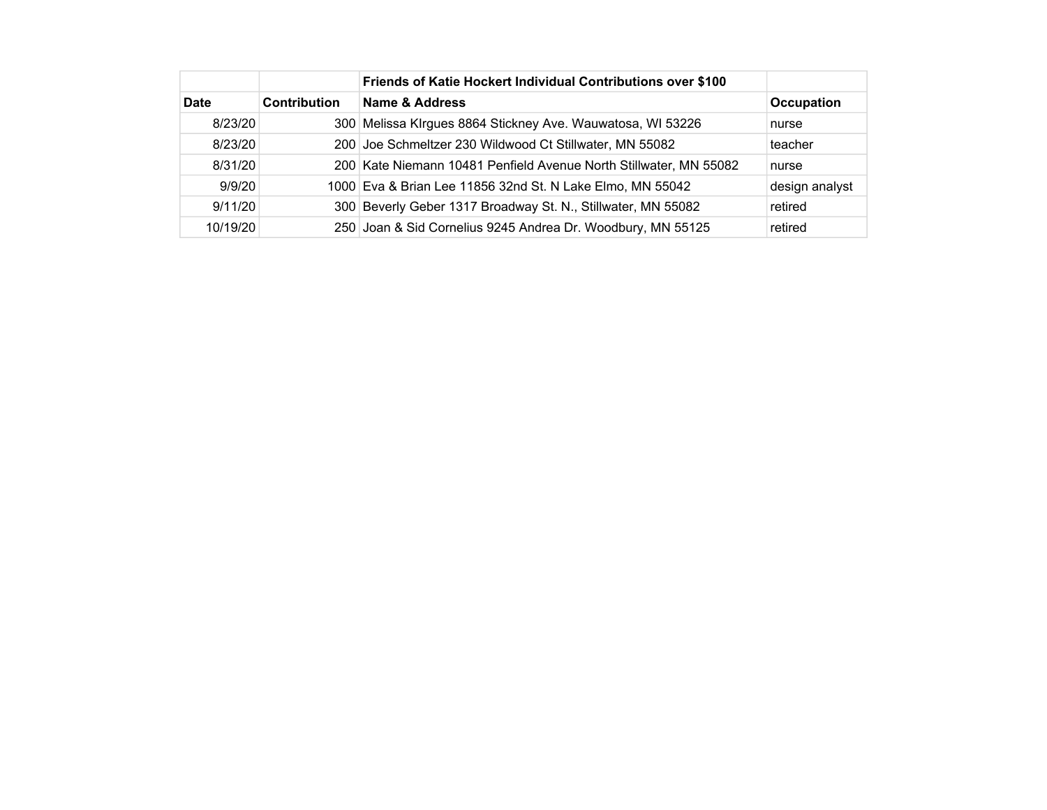| | | Friends of Katie Hockert Individual Contributions over $100 | |
|---|---|---|---|
| **Date** | **Contribution** | **Name & Address** | **Occupation** |
| 8/23/20 | 300 | Melissa KIrgues 8864 Stickney Ave. Wauwatosa, WI 53226 | nurse |
| 8/23/20 | 200 | Joe Schmeltzer 230 Wildwood Ct Stillwater, MN 55082 | teacher |
| 8/31/20 | 200 | Kate Niemann 10481 Penfield Avenue North Stillwater, MN 55082 | nurse |
| 9/9/20 | 1000 | Eva & Brian Lee 11856 32nd St. N Lake Elmo, MN 55042 | design analyst |
| 9/11/20 | 300 | Beverly Geber 1317 Broadway St. N., Stillwater, MN 55082 | retired |
| 10/19/20 | 250 | Joan & Sid Cornelius 9245 Andrea Dr. Woodbury, MN 55125 | retired |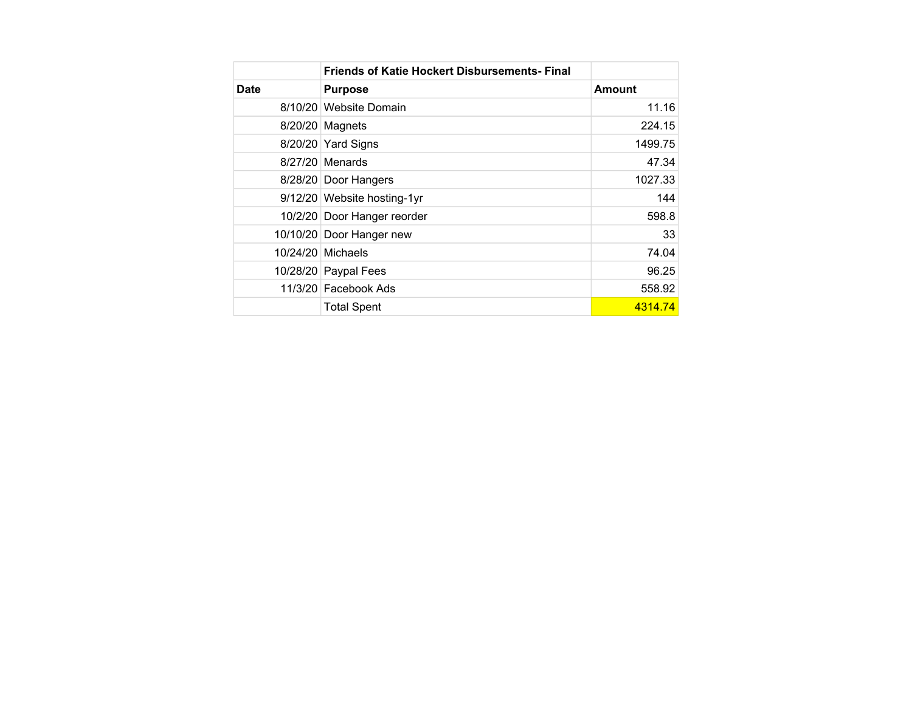| | Friends of Katie Hockert Disbursements- Final | |
|---|---|---|
| **Date** | **Purpose** | **Amount** |
| 8/10/20 | Website Domain | 11.16 |
| 8/20/20 | Magnets | 224.15 |
| 8/20/20 | Yard Signs | 1499.75 |
| 8/27/20 | Menards | 47.34 |
| 8/28/20 | Door Hangers | 1027.33 |
| 9/12/20 | Website hosting-1yr | 144 |
| 10/2/20 | Door Hanger reorder | 598.8 |
| 10/10/20 | Door Hanger new | 33 |
| 10/24/20 | Michaels | 74.04 |
| 10/28/20 | Paypal Fees | 96.25 |
| 11/3/20 | Facebook Ads | 558.92 |
| | Total Spent | 4314.74 |